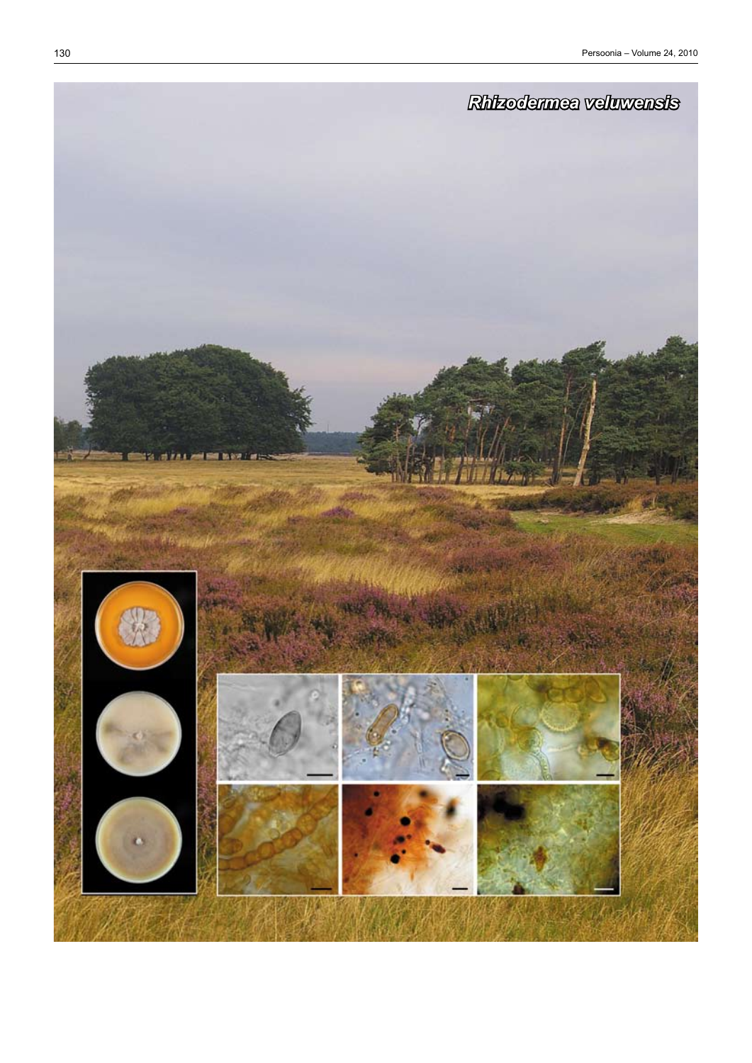# *Rhizodermea veluwensis*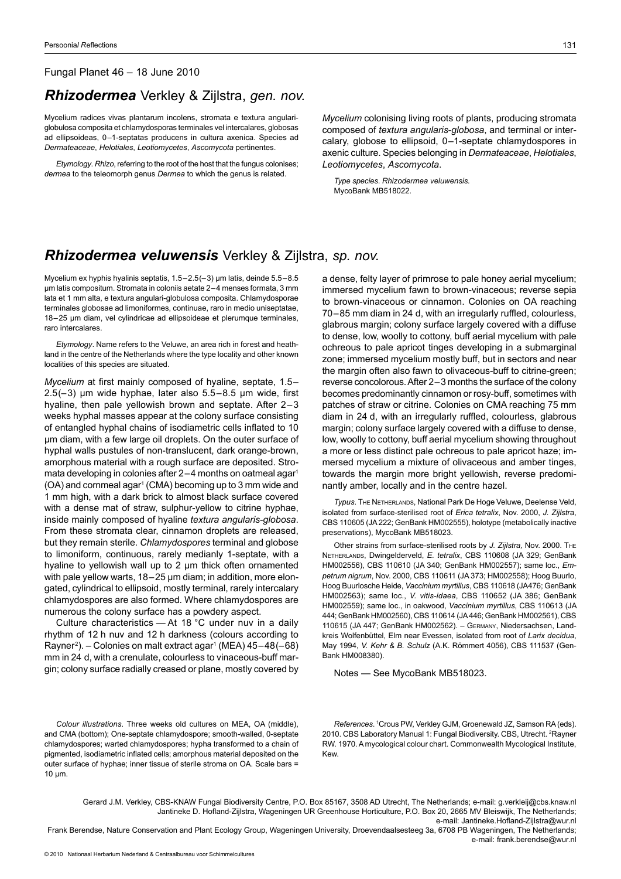Fungal Planet 46 – 18 June 2010

# *Rhizodermea* Verkley & Zijlstra, *gen. nov.*

Mycelium radices vivas plantarum incolens, stromata e textura angulari-globulosa composita et chlamydosporas terminales vel intercalares, globosas ad ellipsoideas, 0–1-septatas producens in cultura axenica. Species ad *Dermateaceae*, *Helotiales*, *Leotiomycetes*, *Ascomycota* pertinentes.

*Etymology*. *Rhizo*, referring to the root of the host that the fungus colonises; *dermea* to the teleomorph genus *Dermea* to which the genus is related.

*Mycelium* colonising living roots of plants, producing stromata composed of *textura angularis-globosa*, and terminal or intercalary, globose to ellipsoid, 0–1-septate chlamydospores in axenic culture. Species belonging in *Dermateaceae*, *Helotiales*, *Leotiomycetes*, *Ascomycota*.

*Type species*. *Rhizodermea veluwensis*.
MycoBank MB518022.

# *Rhizodermea veluwensis* Verkley & Zijlstra, *sp. nov.*

Mycelium ex hyphis hyalinis septatis, 1.5–2.5(–3) µm latis, deinde 5.5–8.5 µm latis compositum. Stromata in coloniis aetate 2–4 menses formata, 3 mm lata et 1 mm alta, e textura angulari-globulosa composita. Chlamydosporae terminales globosae ad limoniformes, continuae, raro in medio uniseptatae, 18–25 µm diam, vel cylindricae ad ellipsoideae et plerumque terminales, raro intercalares.

*Etymology*. Name refers to the Veluwe, an area rich in forest and heathland in the centre of the Netherlands where the type locality and other known localities of this species are situated.

*Mycelium* at first mainly composed of hyaline, septate, 1.5–2.5(–3) µm wide hyphae, later also 5.5–8.5 µm wide, first hyaline, then pale yellowish brown and septate. After 2–3 weeks hyphal masses appear at the colony surface consisting of entangled hyphal chains of isodiametric cells inflated to 10 µm diam, with a few large oil droplets. On the outer surface of hyphal walls pustules of non-translucent, dark orange-brown, amorphous material with a rough surface are deposited. Stromata developing in colonies after 2–4 months on oatmeal agar[1] (OA) and cornmeal agar[1] (CMA) becoming up to 3 mm wide and 1 mm high, with a dark brick to almost black surface covered with a dense mat of straw, sulphur-yellow to citrine hyphae, inside mainly composed of hyaline *textura angularis-globosa*. From these stromata clear, cinnamon droplets are released, but they remain sterile. *Chlamydospores* terminal and globose to limoniform, continuous, rarely medianly 1-septate, with a hyaline to yellowish wall up to 2 µm thick often ornamented with pale yellow warts, 18–25 µm diam; in addition, more elongated, cylindrical to ellipsoid, mostly terminal, rarely intercalary chlamydospores are also formed. Where chlamydospores are numerous the colony surface has a powdery aspect.

Culture characteristics — At 18 °C under nuv in a daily rhythm of 12 h nuv and 12 h darkness (colours according to Rayner[2]). – Colonies on malt extract agar[1] (MEA) 45–48(–68) mm in 24 d, with a crenulate, colourless to vinaceous-buff margin; colony surface radially creased or plane, mostly covered by a dense, felty layer of primrose to pale honey aerial mycelium; immersed mycelium fawn to brown-vinaceous; reverse sepia to brown-vinaceous or cinnamon. Colonies on OA reaching 70–85 mm diam in 24 d, with an irregularly ruffled, colourless, glabrous margin; colony surface largely covered with a diffuse to dense, low, woolly to cottony, buff aerial mycelium with pale ochreous to pale apricot tinges developing in a submarginal zone; immersed mycelium mostly buff, but in sectors and near the margin often also fawn to olivaceous-buff to citrine-green; reverse concolorous. After 2–3 months the surface of the colony becomes predominantly cinnamon or rosy-buff, sometimes with patches of straw or citrine. Colonies on CMA reaching 75 mm diam in 24 d, with an irregularly ruffled, colourless, glabrous margin; colony surface largely covered with a diffuse to dense, low, woolly to cottony, buff aerial mycelium showing throughout a more or less distinct pale ochreous to pale apricot haze; immersed mycelium a mixture of olivaceous and amber tinges, towards the margin more bright yellowish, reverse predominantly amber, locally and in the centre hazel.

*Typus*. The Netherlands, National Park De Hoge Veluwe, Deelense Veld, isolated from surface-sterilised root of *Erica tetralix*, Nov. 2000, *J. Zijlstra*, CBS 110605 (JA 222; GenBank HM002555), holotype (metabolically inactive preservations), MycoBank MB518023.

Other strains from surface-sterilised roots by *J. Zijlstra*, Nov. 2000. The Netherlands, Dwingelderveld, *E. tetralix*, CBS 110608 (JA 329; GenBank HM002556), CBS 110610 (JA 340; GenBank HM002557); same loc., *Empetrum nigrum*, Nov. 2000, CBS 110611 (JA 373; HM002558); Hoog Buurlo, Hoog Buurlosche Heide, *Vaccinium myrtillus*, CBS 110618 (JA476; GenBank HM002563); same loc., *V. vitis-idaea*, CBS 110652 (JA 386; GenBank HM002559); same loc., in oakwood, *Vaccinium myrtillus*, CBS 110613 (JA 444; GenBank HM002560), CBS 110614 (JA 446; GenBank HM002561), CBS 110615 (JA 447; GenBank HM002562). – Germany, Niedersachsen, Landkreis Wolfenbüttel, Elm near Evessen, isolated from root of *Larix decidua*, May 1994, *V. Kehr & B. Schulz* (A.K. Römmert 4056), CBS 111537 (GenBank HM008380).

Notes — See MycoBank MB518023.

*Colour illustrations*. Three weeks old cultures on MEA, OA (middle), and CMA (bottom); One-septate chlamydospore; smooth-walled, 0-septate chlamydospores; warted chlamydospores; hypha transformed to a chain of pigmented, isodiametric inflated cells; amorphous material deposited on the outer surface of hyphae; inner tissue of sterile stroma on OA. Scale bars = 10 µm.

*References*. [1]Crous PW, Verkley GJM, Groenewald JZ, Samson RA (eds). 2010. CBS Laboratory Manual 1: Fungal Biodiversity. CBS, Utrecht. [2]Rayner RW. 1970. A mycological colour chart. Commonwealth Mycological Institute, Kew.

Gerard J.M. Verkley, CBS-KNAW Fungal Biodiversity Centre, P.O. Box 85167, 3508 AD Utrecht, The Netherlands; e-mail: g.verkleij@cbs.knaw.nl
Jantineke D. Hofland-Zijlstra, Wageningen UR Greenhouse Horticulture, P.O. Box 20, 2665 MV Bleiswijk, The Netherlands; e-mail: Jantineke.Hofland-Zijlstra@wur.nl
Frank Berendse, Nature Conservation and Plant Ecology Group, Wageningen University, Droevendaalsesteeg 3a, 6708 PB Wageningen, The Netherlands; e-mail: frank.berendse@wur.nl

© 2010 Nationaal Herbarium Nederland & Centraalbureau voor Schimmelcultures